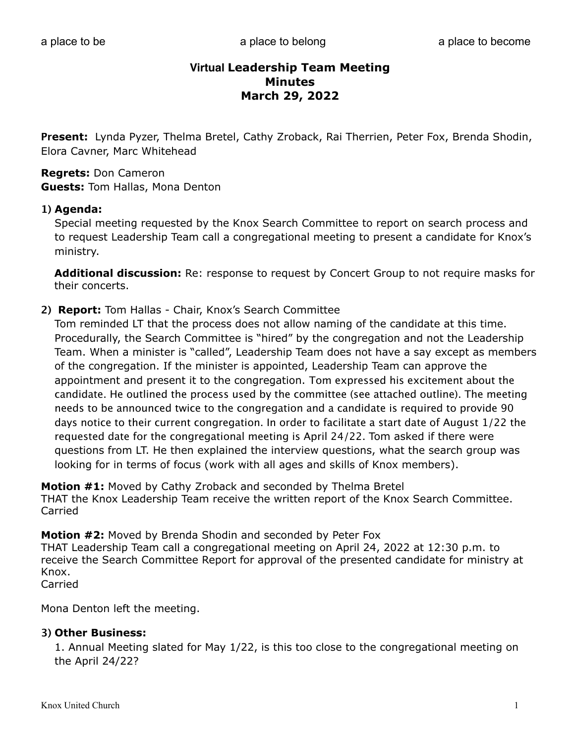a place to be a place to belong a place to become

# Virtual Leadership Team Meeting
## Minutes
## March 29, 2022

**Present:** Lynda Pyzer, Thelma Bretel, Cathy Zroback, Rai Therrien, Peter Fox, Brenda Shodin, Elora Cavner, Marc Whitehead

**Regrets:** Don Cameron
**Guests:** Tom Hallas, Mona Denton

1) **Agenda:**
Special meeting requested by the Knox Search Committee to report on search process and to request Leadership Team call a congregational meeting to present a candidate for Knox's ministry.

**Additional discussion:** Re: response to request by Concert Group to not require masks for their concerts.

2) **Report:** Tom Hallas - Chair, Knox's Search Committee
Tom reminded LT that the process does not allow naming of the candidate at this time. Procedurally, the Search Committee is "hired" by the congregation and not the Leadership Team. When a minister is "called", Leadership Team does not have a say except as members of the congregation. If the minister is appointed, Leadership Team can approve the appointment and present it to the congregation. Tom expressed his excitement about the candidate. He outlined the process used by the committee (see attached outline). The meeting needs to be announced twice to the congregation and a candidate is required to provide 90 days notice to their current congregation. In order to facilitate a start date of August 1/22 the requested date for the congregational meeting is April 24/22. Tom asked if there were questions from LT. He then explained the interview questions, what the search group was looking for in terms of focus (work with all ages and skills of Knox members).

**Motion #1:** Moved by Cathy Zroback and seconded by Thelma Bretel
THAT the Knox Leadership Team receive the written report of the Knox Search Committee.
Carried

**Motion #2:** Moved by Brenda Shodin and seconded by Peter Fox
THAT Leadership Team call a congregational meeting on April 24, 2022 at 12:30 p.m. to receive the Search Committee Report for approval of the presented candidate for ministry at Knox.
Carried

Mona Denton left the meeting.

3) **Other Business:**
1. Annual Meeting slated for May 1/22, is this too close to the congregational meeting on the April 24/22?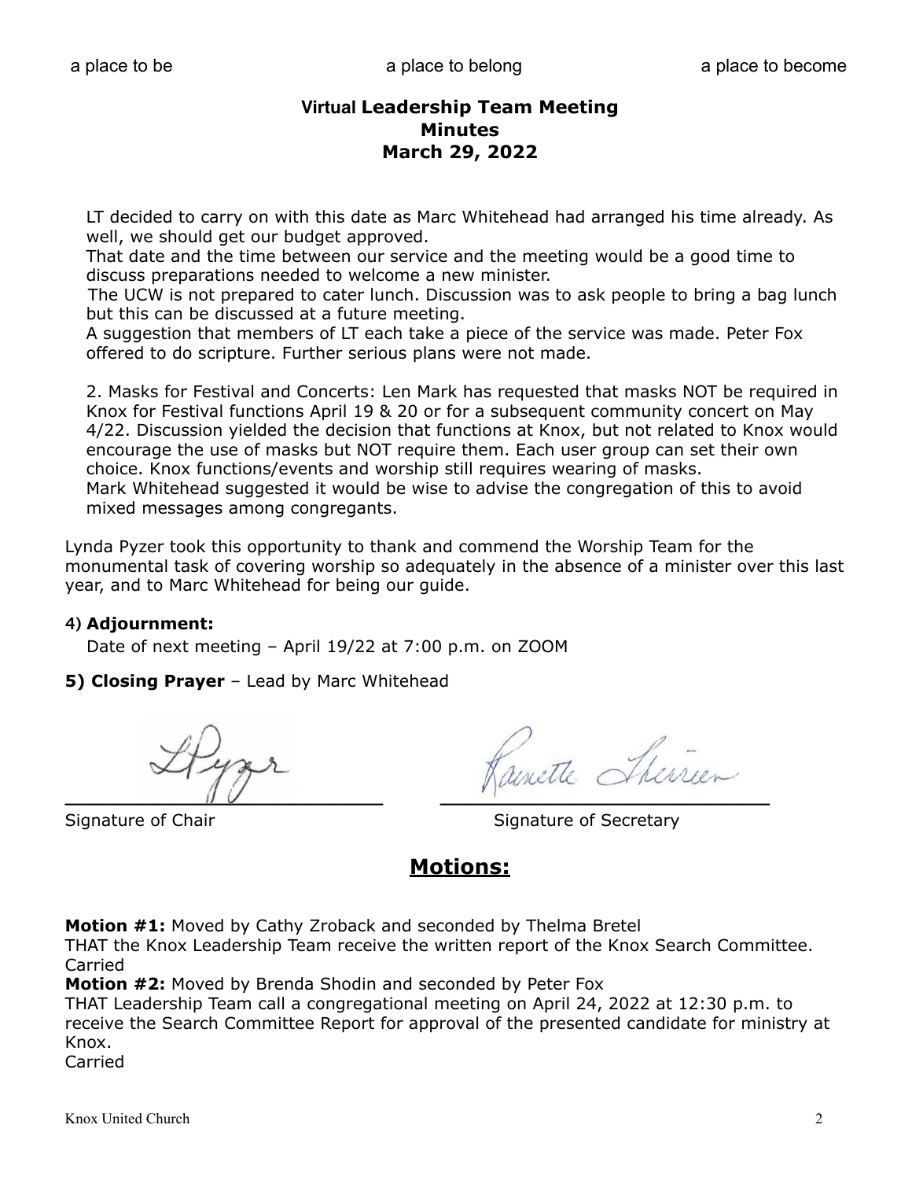a place to be a place to belong a place to become

# Virtual Leadership Team Meeting
## Minutes
## March 29, 2022

LT decided to carry on with this date as Marc Whitehead had arranged his time already. As well, we should get our budget approved.

That date and the time between our service and the meeting would be a good time to discuss preparations needed to welcome a new minister.

The UCW is not prepared to cater lunch. Discussion was to ask people to bring a bag lunch but this can be discussed at a future meeting.

A suggestion that members of LT each take a piece of the service was made. Peter Fox offered to do scripture. Further serious plans were not made.

2. Masks for Festival and Concerts: Len Mark has requested that masks NOT be required in Knox for Festival functions April 19 & 20 or for a subsequent community concert on May 4/22. Discussion yielded the decision that functions at Knox, but not related to Knox would encourage the use of masks but NOT require them. Each user group can set their own choice. Knox functions/events and worship still requires wearing of masks.
Mark Whitehead suggested it would be wise to advise the congregation of this to avoid mixed messages among congregants.

Lynda Pyzer took this opportunity to thank and commend the Worship Team for the monumental task of covering worship so adequately in the absence of a minister over this last year, and to Marc Whitehead for being our guide.

**4) Adjournment:**

Date of next meeting – April 19/22 at 7:00 p.m. on ZOOM

**5) Closing Prayer** – Lead by Marc Whitehead

Signature of Chair

Signature of Secretary

## Motions:

**Motion #1:** Moved by Cathy Zroback and seconded by Thelma Bretel
THAT the Knox Leadership Team receive the written report of the Knox Search Committee.
Carried

**Motion #2:** Moved by Brenda Shodin and seconded by Peter Fox
THAT Leadership Team call a congregational meeting on April 24, 2022 at 12:30 p.m. to receive the Search Committee Report for approval of the presented candidate for ministry at Knox.
Carried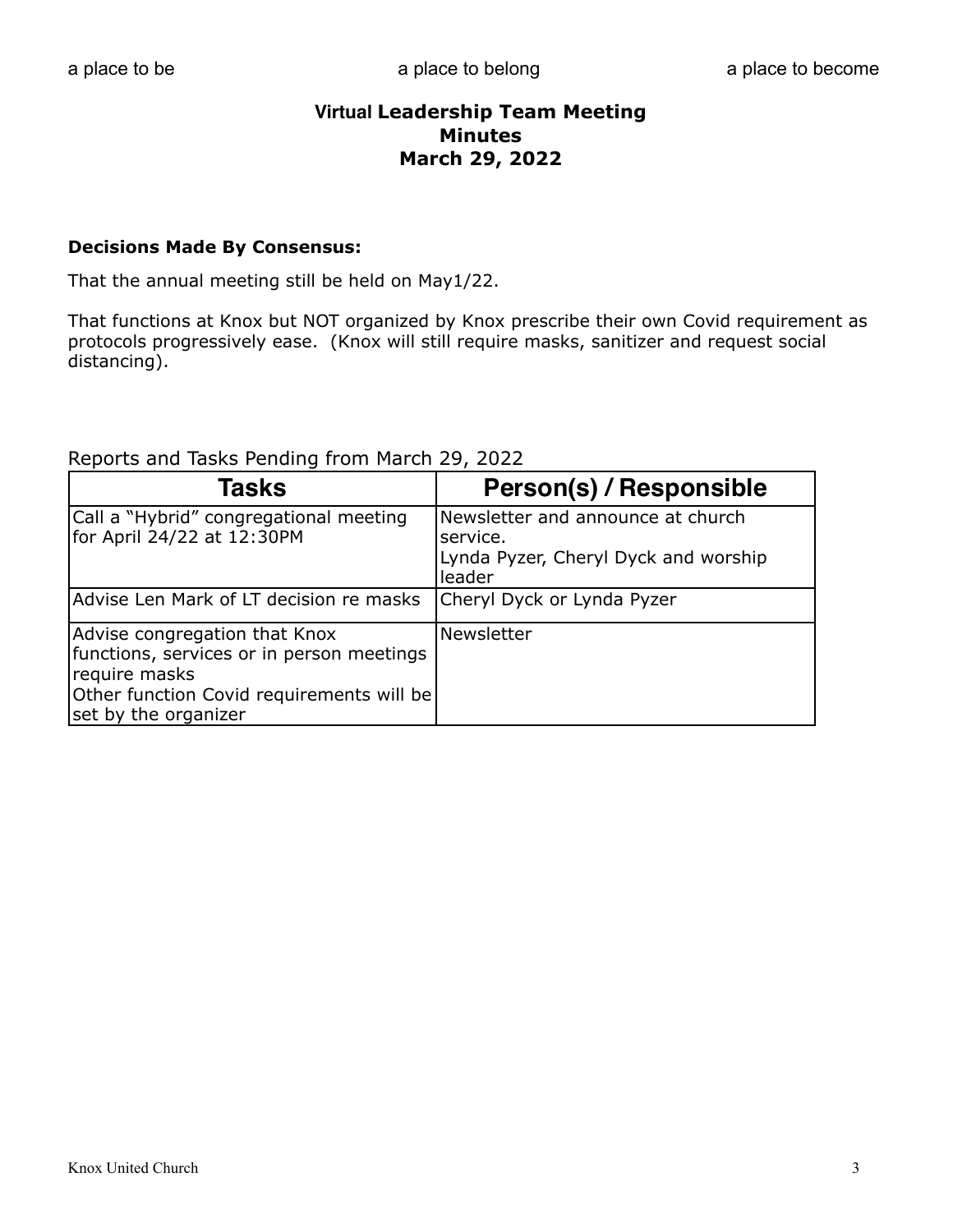a place to be    a place to belong    a place to become

# Virtual Leadership Team Meeting
# Minutes
# March 29, 2022

**Decisions Made By Consensus:**

That the annual meeting still be held on May1/22.

That functions at Knox but NOT organized by Knox prescribe their own Covid requirement as protocols progressively ease. (Knox will still require masks, sanitizer and request social distancing).

Reports and Tasks Pending from March 29, 2022

| Tasks | Person(s) / Responsible |
|---|---|
| Call a "Hybrid" congregational meeting for April 24/22 at 12:30PM | Newsletter and announce at church service.<br>Lynda Pyzer, Cheryl Dyck and worship leader |
| Advise Len Mark of LT decision re masks | Cheryl Dyck or Lynda Pyzer |
| Advise congregation that Knox functions, services or in person meetings require masks<br>Other function Covid requirements will be set by the organizer | Newsletter |